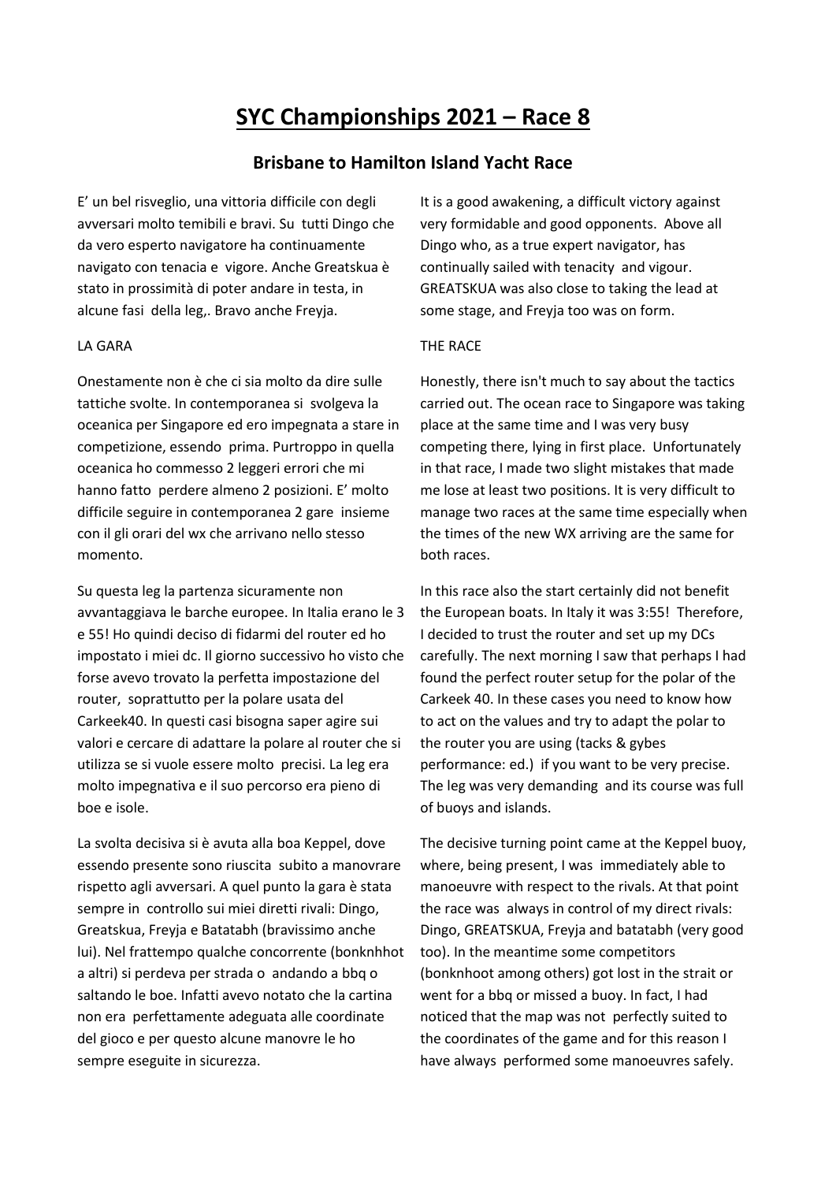# SYC Championships 2021 – Race 8

## Brisbane to Hamilton Island Yacht Race

E' un bel risveglio, una vittoria difficile con degli avversari molto temibili e bravi. Su tutti Dingo che da vero esperto navigatore ha continuamente navigato con tenacia e vigore. Anche Greatskua è stato in prossimità di poter andare in testa, in alcune fasi della leg,. Bravo anche Freyja.

LA GARA

Onestamente non è che ci sia molto da dire sulle tattiche svolte. In contemporanea si svolgeva la oceanica per Singapore ed ero impegnata a stare in competizione, essendo prima. Purtroppo in quella oceanica ho commesso 2 leggeri errori che mi hanno fatto perdere almeno 2 posizioni. E' molto difficile seguire in contemporanea 2 gare insieme con il gli orari del wx che arrivano nello stesso momento.

Su questa leg la partenza sicuramente non avvantaggiava le barche europee. In Italia erano le 3 e 55! Ho quindi deciso di fidarmi del router ed ho impostato i miei dc. Il giorno successivo ho visto che forse avevo trovato la perfetta impostazione del router, soprattutto per la polare usata del Carkeek40. In questi casi bisogna saper agire sui valori e cercare di adattare la polare al router che si utilizza se si vuole essere molto precisi. La leg era molto impegnativa e il suo percorso era pieno di boe e isole.

La svolta decisiva si è avuta alla boa Keppel, dove essendo presente sono riuscita subito a manovrare rispetto agli avversari. A quel punto la gara è stata sempre in controllo sui miei diretti rivali: Dingo, Greatskua, Freyja e Batatabh (bravissimo anche lui). Nel frattempo qualche concorrente (bonknhhot a altri) si perdeva per strada o andando a bbq o saltando le boe. Infatti avevo notato che la cartina non era perfettamente adeguata alle coordinate del gioco e per questo alcune manovre le ho sempre eseguite in sicurezza.

It is a good awakening, a difficult victory against very formidable and good opponents. Above all Dingo who, as a true expert navigator, has continually sailed with tenacity and vigour. GREATSKUA was also close to taking the lead at some stage, and Freyja too was on form.

THE RACE

Honestly, there isn't much to say about the tactics carried out. The ocean race to Singapore was taking place at the same time and I was very busy competing there, lying in first place. Unfortunately in that race, I made two slight mistakes that made me lose at least two positions. It is very difficult to manage two races at the same time especially when the times of the new WX arriving are the same for both races.

In this race also the start certainly did not benefit the European boats. In Italy it was 3:55! Therefore, I decided to trust the router and set up my DCs carefully. The next morning I saw that perhaps I had found the perfect router setup for the polar of the Carkeek 40. In these cases you need to know how to act on the values and try to adapt the polar to the router you are using (tacks & gybes performance: ed.) if you want to be very precise. The leg was very demanding and its course was full of buoys and islands.

The decisive turning point came at the Keppel buoy, where, being present, I was immediately able to manoeuvre with respect to the rivals. At that point the race was always in control of my direct rivals: Dingo, GREATSKUA, Freyja and batatabh (very good too). In the meantime some competitors (bonknhoot among others) got lost in the strait or went for a bbq or missed a buoy. In fact, I had noticed that the map was not perfectly suited to the coordinates of the game and for this reason I have always performed some manoeuvres safely.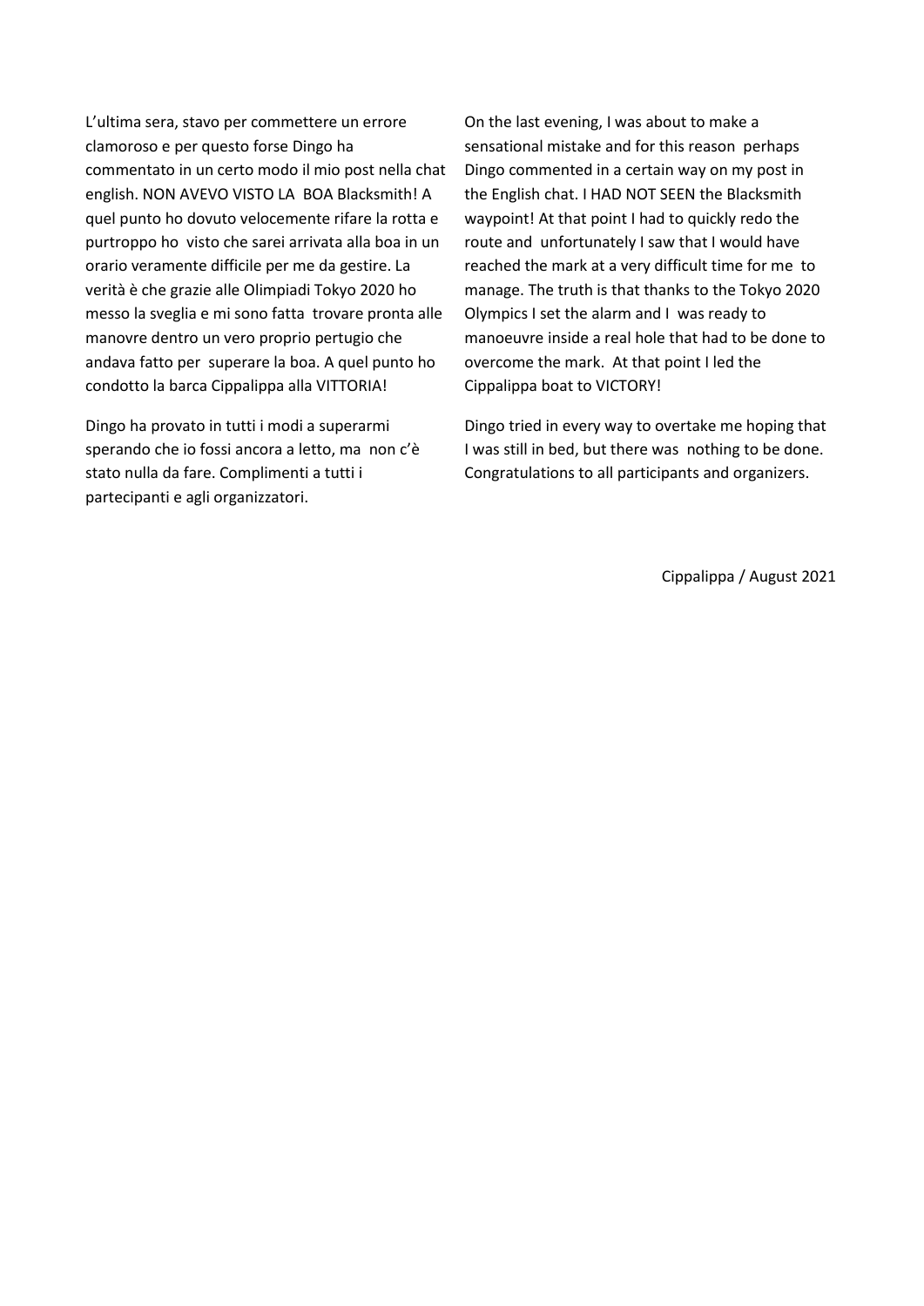L'ultima sera, stavo per commettere un errore clamoroso e per questo forse Dingo ha commentato in un certo modo il mio post nella chat english. NON AVEVO VISTO LA BOA Blacksmith! A quel punto ho dovuto velocemente rifare la rotta e purtroppo ho visto che sarei arrivata alla boa in un orario veramente difficile per me da gestire. La verità è che grazie alle Olimpiadi Tokyo 2020 ho messo la sveglia e mi sono fatta trovare pronta alle manovre dentro un vero proprio pertugio che andava fatto per superare la boa. A quel punto ho condotto la barca Cippalippa alla VITTORIA!

Dingo ha provato in tutti i modi a superarmi sperando che io fossi ancora a letto, ma non c'è stato nulla da fare. Complimenti a tutti i partecipanti e agli organizzatori.

On the last evening, I was about to make a sensational mistake and for this reason perhaps Dingo commented in a certain way on my post in the English chat. I HAD NOT SEEN the Blacksmith waypoint! At that point I had to quickly redo the route and unfortunately I saw that I would have reached the mark at a very difficult time for me to manage. The truth is that thanks to the Tokyo 2020 Olympics I set the alarm and I was ready to manoeuvre inside a real hole that had to be done to overcome the mark. At that point I led the Cippalippa boat to VICTORY!

Dingo tried in every way to overtake me hoping that I was still in bed, but there was nothing to be done. Congratulations to all participants and organizers.

Cippalippa / August 2021